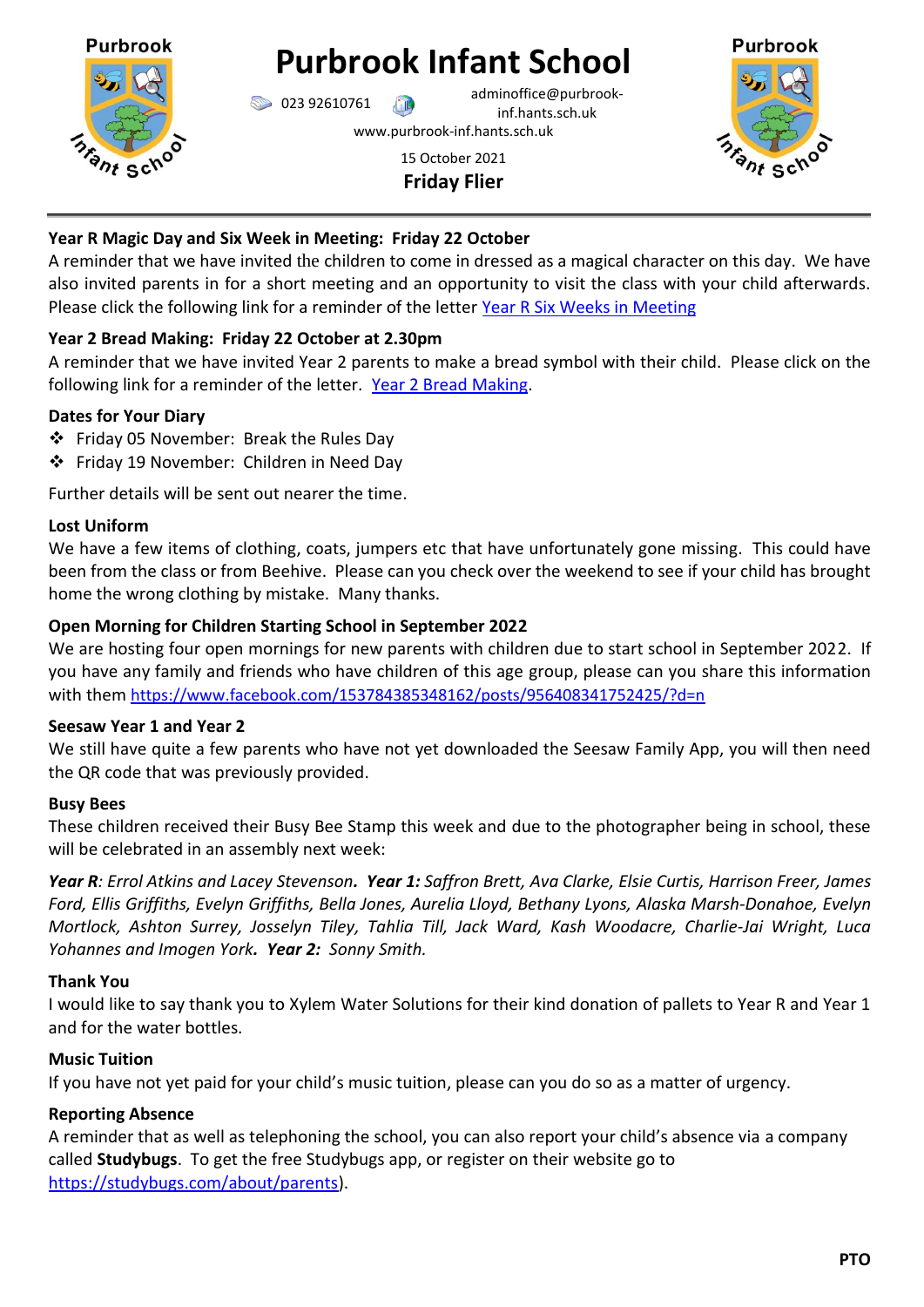# Purbrook Infant School

023 92610761 adminoffice@purbrook-inf.hants.sch.uk
www.purbrook-inf.hants.sch.uk

15 October 2021

**Friday Flier**

---

### Year R Magic Day and Six Week in Meeting: Friday 22 October

A reminder that we have invited the children to come in dressed as a magical character on this day. We have also invited parents in for a short meeting and an opportunity to visit the class with your child afterwards. Please click the following link for a reminder of the letter Year R Six Weeks in Meeting

### Year 2 Bread Making: Friday 22 October at 2.30pm

A reminder that we have invited Year 2 parents to make a bread symbol with their child. Please click on the following link for a reminder of the letter. Year 2 Bread Making.

### Dates for Your Diary

- Friday 05 November: Break the Rules Day
- Friday 19 November: Children in Need Day

Further details will be sent out nearer the time.

### Lost Uniform

We have a few items of clothing, coats, jumpers etc that have unfortunately gone missing. This could have been from the class or from Beehive. Please can you check over the weekend to see if your child has brought home the wrong clothing by mistake. Many thanks.

### Open Morning for Children Starting School in September 2022

We are hosting four open mornings for new parents with children due to start school in September 2022. If you have any family and friends who have children of this age group, please can you share this information with them https://www.facebook.com/153784385348162/posts/956408341752425/?d=n

### Seesaw Year 1 and Year 2

We still have quite a few parents who have not yet downloaded the Seesaw Family App, you will then need the QR code that was previously provided.

### Busy Bees

These children received their Busy Bee Stamp this week and due to the photographer being in school, these will be celebrated in an assembly next week:

***Year R**: Errol Atkins and Lacey Stevenson. **Year 1:** Saffron Brett, Ava Clarke, Elsie Curtis, Harrison Freer, James Ford, Ellis Griffiths, Evelyn Griffiths, Bella Jones, Aurelia Lloyd, Bethany Lyons, Alaska Marsh-Donahoe, Evelyn Mortlock, Ashton Surrey, Josselyn Tiley, Tahlia Till, Jack Ward, Kash Woodacre, Charlie-Jai Wright, Luca Yohannes and Imogen York. **Year 2:** Sonny Smith.*

### Thank You

I would like to say thank you to Xylem Water Solutions for their kind donation of pallets to Year R and Year 1 and for the water bottles.

### Music Tuition

If you have not yet paid for your child's music tuition, please can you do so as a matter of urgency.

### Reporting Absence

A reminder that as well as telephoning the school, you can also report your child's absence via a company called **Studybugs**. To get the free Studybugs app, or register on their website go to https://studybugs.com/about/parents).

**PTO**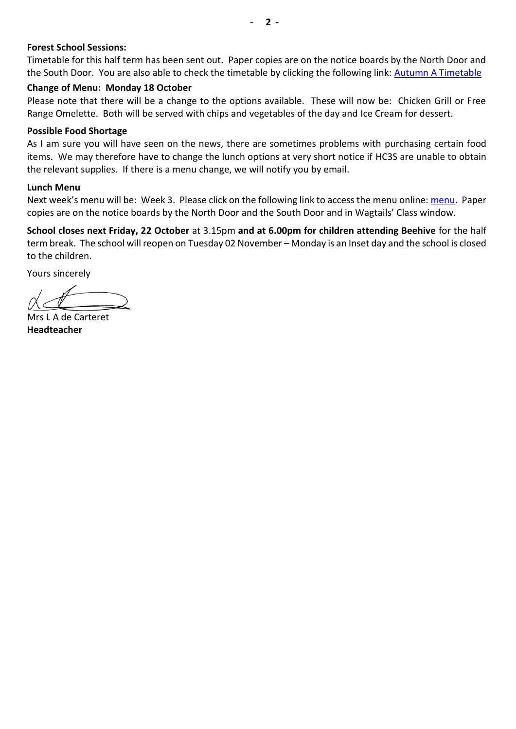**Forest School Sessions:**

Timetable for this half term has been sent out. Paper copies are on the notice boards by the North Door and the South Door. You are also able to check the timetable by clicking the following link: Autumn A Timetable

**Change of Menu: Monday 18 October**

Please note that there will be a change to the options available. These will now be: Chicken Grill or Free Range Omelette. Both will be served with chips and vegetables of the day and Ice Cream for dessert.

**Possible Food Shortage**

As I am sure you will have seen on the news, there are sometimes problems with purchasing certain food items. We may therefore have to change the lunch options at very short notice if HC3S are unable to obtain the relevant supplies. If there is a menu change, we will notify you by email.

**Lunch Menu**

Next week's menu will be: Week 3. Please click on the following link to access the menu online: menu. Paper copies are on the notice boards by the North Door and the South Door and in Wagtails' Class window.

**School closes next Friday, 22 October** at 3.15pm **and at 6.00pm for children attending Beehive** for the half term break. The school will reopen on Tuesday 02 November – Monday is an Inset day and the school is closed to the children.

Yours sincerely

Mrs L A de Carteret
**Headteacher**